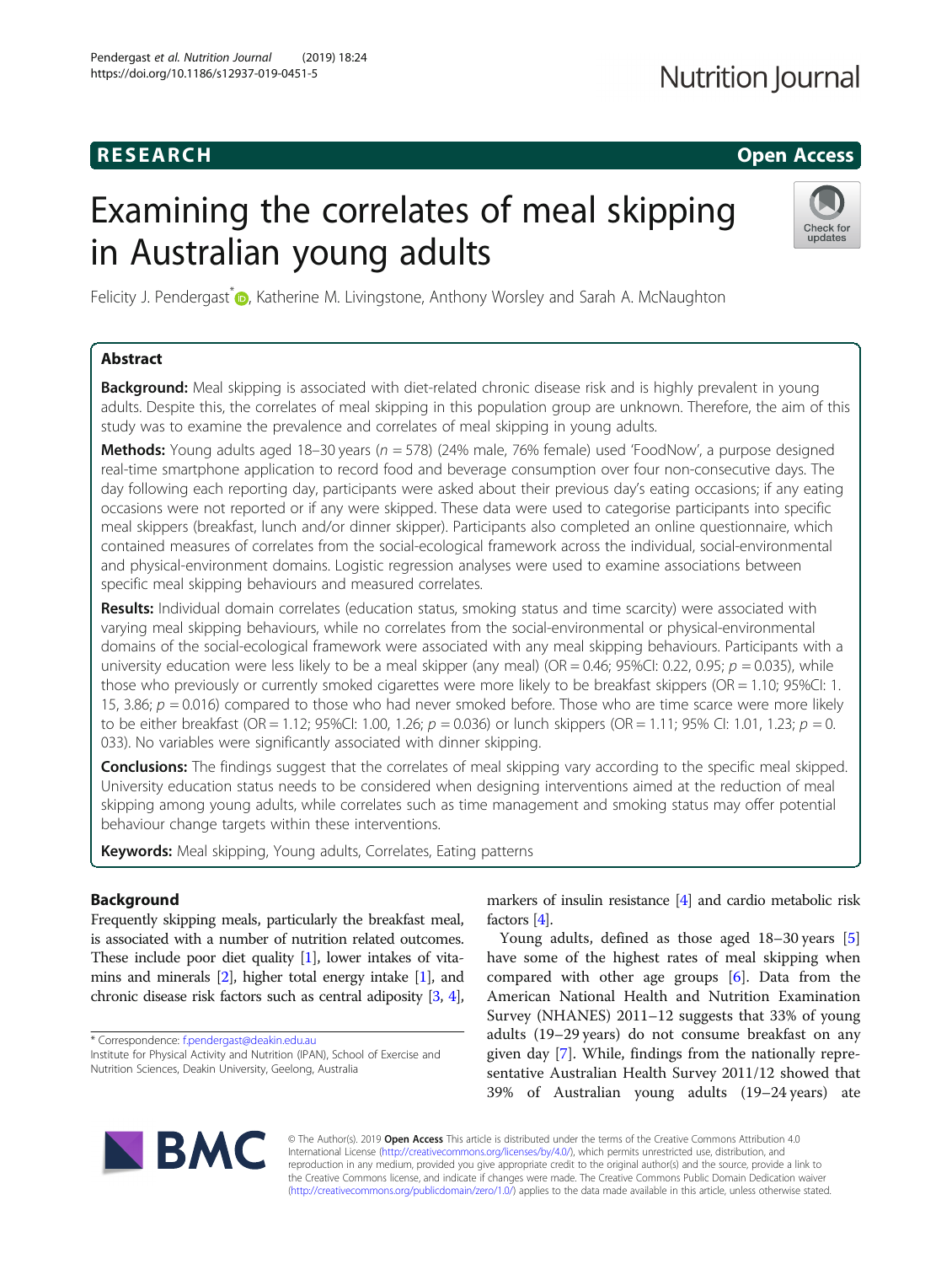# Examining the correlates of meal skipping in Australian young adults

Felicity J. Pendergast\*, Katherine M. Livingstone, Anthony Worsley and Sarah A. McNaughton

## Abstract

**Background:** Meal skipping is associated with diet-related chronic disease risk and is highly prevalent in young adults. Despite this, the correlates of meal skipping in this population group are unknown. Therefore, the aim of this study was to examine the prevalence and correlates of meal skipping in young adults.

**Methods:** Young adults aged 18–30 years ($n = 578$) (24% male, 76% female) used 'FoodNow', a purpose designed real-time smartphone application to record food and beverage consumption over four non-consecutive days. The day following each reporting day, participants were asked about their previous day's eating occasions; if any eating occasions were not reported or if any were skipped. These data were used to categorise participants into specific meal skippers (breakfast, lunch and/or dinner skipper). Participants also completed an online questionnaire, which contained measures of correlates from the social-ecological framework across the individual, social-environmental and physical-environment domains. Logistic regression analyses were used to examine associations between specific meal skipping behaviours and measured correlates.

**Results:** Individual domain correlates (education status, smoking status and time scarcity) were associated with varying meal skipping behaviours, while no correlates from the social-environmental or physical-environmental domains of the social-ecological framework were associated with any meal skipping behaviours. Participants with a university education were less likely to be a meal skipper (any meal) (OR = 0.46; 95%CI: 0.22, 0.95; $p = 0.035$), while those who previously or currently smoked cigarettes were more likely to be breakfast skippers (OR = 1.10; 95%CI: 1.15, 3.86; $p = 0.016$) compared to those who had never smoked before. Those who are time scarce were more likely to be either breakfast (OR = 1.12; 95%CI: 1.00, 1.26; $p = 0.036$) or lunch skippers (OR = 1.11; 95% CI: 1.01, 1.23; $p = 0.033$). No variables were significantly associated with dinner skipping.

**Conclusions:** The findings suggest that the correlates of meal skipping vary according to the specific meal skipped. University education status needs to be considered when designing interventions aimed at the reduction of meal skipping among young adults, while correlates such as time management and smoking status may offer potential behaviour change targets within these interventions.

**Keywords:** Meal skipping, Young adults, Correlates, Eating patterns

## Background

Frequently skipping meals, particularly the breakfast meal, is associated with a number of nutrition related outcomes. These include poor diet quality [1], lower intakes of vitamins and minerals [2], higher total energy intake [1], and chronic disease risk factors such as central adiposity [3, 4], markers of insulin resistance [4] and cardio metabolic risk factors [4].

Young adults, defined as those aged 18–30 years [5] have some of the highest rates of meal skipping when compared with other age groups [6]. Data from the American National Health and Nutrition Examination Survey (NHANES) 2011–12 suggests that 33% of young adults (19–29 years) do not consume breakfast on any given day [7]. While, findings from the nationally representative Australian Health Survey 2011/12 showed that 39% of Australian young adults (19–24 years) ate

\* Correspondence: f.pendergast@deakin.edu.au
Institute for Physical Activity and Nutrition (IPAN), School of Exercise and Nutrition Sciences, Deakin University, Geelong, Australia

© The Author(s). 2019 **Open Access** This article is distributed under the terms of the Creative Commons Attribution 4.0 International License (http://creativecommons.org/licenses/by/4.0/), which permits unrestricted use, distribution, and reproduction in any medium, provided you give appropriate credit to the original author(s) and the source, provide a link to the Creative Commons license, and indicate if changes were made. The Creative Commons Public Domain Dedication waiver (http://creativecommons.org/publicdomain/zero/1.0/) applies to the data made available in this article, unless otherwise stated.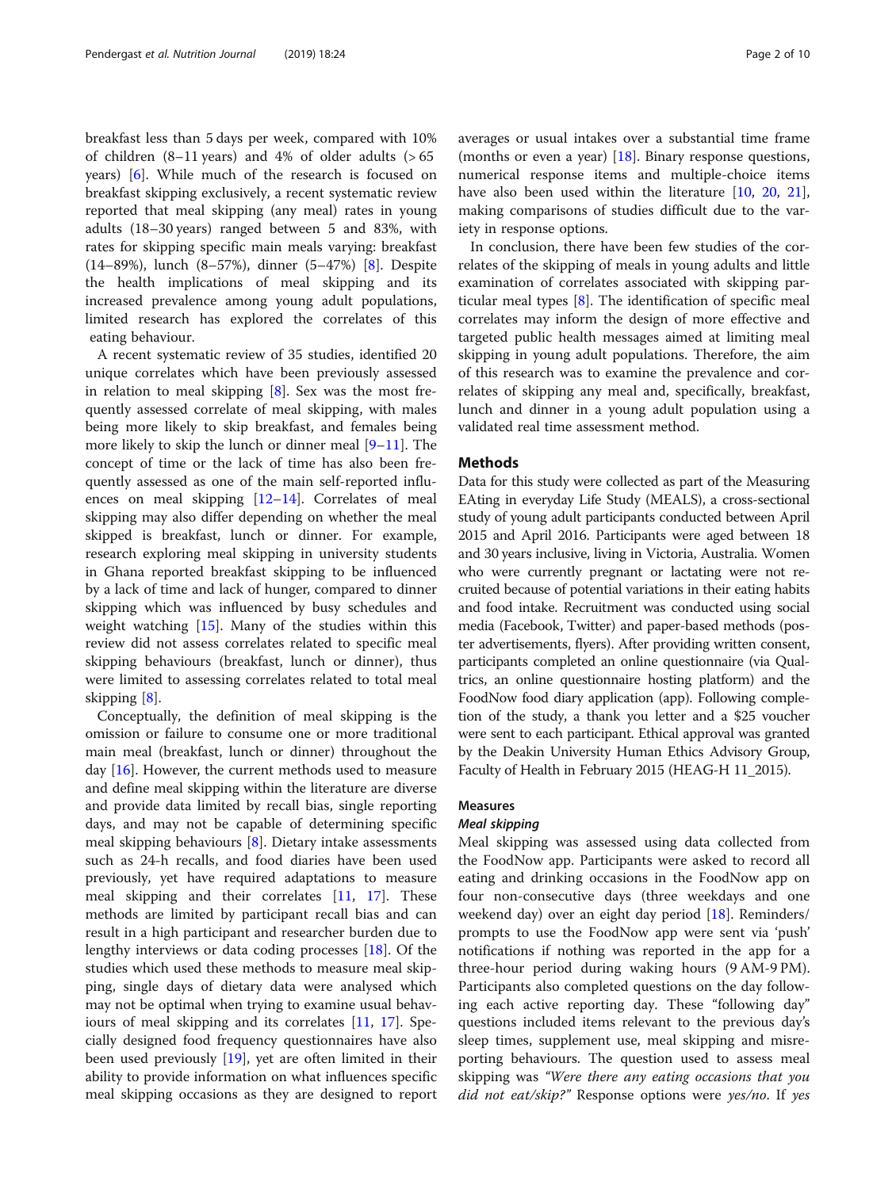breakfast less than 5 days per week, compared with 10% of children (8–11 years) and 4% of older adults (> 65 years) [6]. While much of the research is focused on breakfast skipping exclusively, a recent systematic review reported that meal skipping (any meal) rates in young adults (18–30 years) ranged between 5 and 83%, with rates for skipping specific main meals varying: breakfast (14–89%), lunch (8–57%), dinner (5–47%) [8]. Despite the health implications of meal skipping and its increased prevalence among young adult populations, limited research has explored the correlates of this eating behaviour.

A recent systematic review of 35 studies, identified 20 unique correlates which have been previously assessed in relation to meal skipping [8]. Sex was the most frequently assessed correlate of meal skipping, with males being more likely to skip breakfast, and females being more likely to skip the lunch or dinner meal [9–11]. The concept of time or the lack of time has also been frequently assessed as one of the main self-reported influences on meal skipping [12–14]. Correlates of meal skipping may also differ depending on whether the meal skipped is breakfast, lunch or dinner. For example, research exploring meal skipping in university students in Ghana reported breakfast skipping to be influenced by a lack of time and lack of hunger, compared to dinner skipping which was influenced by busy schedules and weight watching [15]. Many of the studies within this review did not assess correlates related to specific meal skipping behaviours (breakfast, lunch or dinner), thus were limited to assessing correlates related to total meal skipping [8].

Conceptually, the definition of meal skipping is the omission or failure to consume one or more traditional main meal (breakfast, lunch or dinner) throughout the day [16]. However, the current methods used to measure and define meal skipping within the literature are diverse and provide data limited by recall bias, single reporting days, and may not be capable of determining specific meal skipping behaviours [8]. Dietary intake assessments such as 24-h recalls, and food diaries have been used previously, yet have required adaptations to measure meal skipping and their correlates [11, 17]. These methods are limited by participant recall bias and can result in a high participant and researcher burden due to lengthy interviews or data coding processes [18]. Of the studies which used these methods to measure meal skipping, single days of dietary data were analysed which may not be optimal when trying to examine usual behaviours of meal skipping and its correlates [11, 17]. Specially designed food frequency questionnaires have also been used previously [19], yet are often limited in their ability to provide information on what influences specific meal skipping occasions as they are designed to report averages or usual intakes over a substantial time frame (months or even a year) [18]. Binary response questions, numerical response items and multiple-choice items have also been used within the literature [10, 20, 21], making comparisons of studies difficult due to the variety in response options.

In conclusion, there have been few studies of the correlates of the skipping of meals in young adults and little examination of correlates associated with skipping particular meal types [8]. The identification of specific meal correlates may inform the design of more effective and targeted public health messages aimed at limiting meal skipping in young adult populations. Therefore, the aim of this research was to examine the prevalence and correlates of skipping any meal and, specifically, breakfast, lunch and dinner in a young adult population using a validated real time assessment method.

## Methods

Data for this study were collected as part of the Measuring EAting in everyday Life Study (MEALS), a cross-sectional study of young adult participants conducted between April 2015 and April 2016. Participants were aged between 18 and 30 years inclusive, living in Victoria, Australia. Women who were currently pregnant or lactating were not recruited because of potential variations in their eating habits and food intake. Recruitment was conducted using social media (Facebook, Twitter) and paper-based methods (poster advertisements, flyers). After providing written consent, participants completed an online questionnaire (via Qualtrics, an online questionnaire hosting platform) and the FoodNow food diary application (app). Following completion of the study, a thank you letter and a $25 voucher were sent to each participant. Ethical approval was granted by the Deakin University Human Ethics Advisory Group, Faculty of Health in February 2015 (HEAG-H 11_2015).

### Measures

#### *Meal skipping*

Meal skipping was assessed using data collected from the FoodNow app. Participants were asked to record all eating and drinking occasions in the FoodNow app on four non-consecutive days (three weekdays and one weekend day) over an eight day period [18]. Reminders/prompts to use the FoodNow app were sent via 'push' notifications if nothing was reported in the app for a three-hour period during waking hours (9 AM-9 PM). Participants also completed questions on the day following each active reporting day. These "following day" questions included items relevant to the previous day's sleep times, supplement use, meal skipping and misreporting behaviours. The question used to assess meal skipping was *"Were there any eating occasions that you did not eat/skip?"* Response options were *yes/no*. If *yes*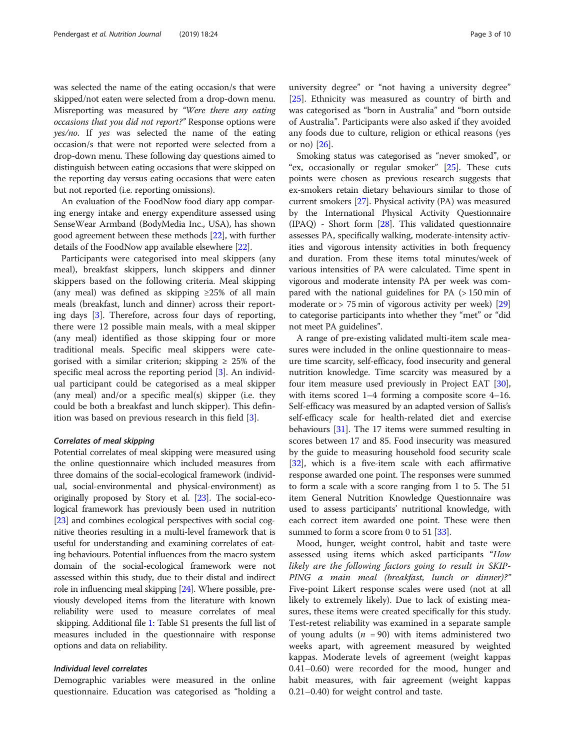was selected the name of the eating occasion/s that were skipped/not eaten were selected from a drop-down menu. Misreporting was measured by *"Were there any eating occasions that you did not report?"* Response options were *yes/no*. If *yes* was selected the name of the eating occasion/s that were not reported were selected from a drop-down menu. These following day questions aimed to distinguish between eating occasions that were skipped on the reporting day versus eating occasions that were eaten but not reported (i.e. reporting omissions).

An evaluation of the FoodNow food diary app comparing energy intake and energy expenditure assessed using SenseWear Armband (BodyMedia Inc., USA), has shown good agreement between these methods [22], with further details of the FoodNow app available elsewhere [22].

Participants were categorised into meal skippers (any meal), breakfast skippers, lunch skippers and dinner skippers based on the following criteria. Meal skipping (any meal) was defined as skipping ≥25% of all main meals (breakfast, lunch and dinner) across their reporting days [3]. Therefore, across four days of reporting, there were 12 possible main meals, with a meal skipper (any meal) identified as those skipping four or more traditional meals. Specific meal skippers were categorised with a similar criterion; skipping ≥ 25% of the specific meal across the reporting period [3]. An individual participant could be categorised as a meal skipper (any meal) and/or a specific meal(s) skipper (i.e. they could be both a breakfast and lunch skipper). This definition was based on previous research in this field [3].

### *Correlates of meal skipping*

Potential correlates of meal skipping were measured using the online questionnaire which included measures from three domains of the social-ecological framework (individual, social-environmental and physical-environment) as originally proposed by Story et al. [23]. The social-ecological framework has previously been used in nutrition [23] and combines ecological perspectives with social cognitive theories resulting in a multi-level framework that is useful for understanding and examining correlates of eating behaviours. Potential influences from the macro system domain of the social-ecological framework were not assessed within this study, due to their distal and indirect role in influencing meal skipping [24]. Where possible, previously developed items from the literature with known reliability were used to measure correlates of meal skipping. Additional file 1: Table S1 presents the full list of measures included in the questionnaire with response options and data on reliability.

### *Individual level correlates*

Demographic variables were measured in the online questionnaire. Education was categorised as "holding a university degree" or "not having a university degree" [25]. Ethnicity was measured as country of birth and was categorised as "born in Australia" and "born outside of Australia". Participants were also asked if they avoided any foods due to culture, religion or ethical reasons (yes or no) [26].

Smoking status was categorised as "never smoked", or "ex, occasionally or regular smoker" [25]. These cuts points were chosen as previous research suggests that ex-smokers retain dietary behaviours similar to those of current smokers [27]. Physical activity (PA) was measured by the International Physical Activity Questionnaire (IPAQ) - Short form [28]. This validated questionnaire assesses PA, specifically walking, moderate-intensity activities and vigorous intensity activities in both frequency and duration. From these items total minutes/week of various intensities of PA were calculated. Time spent in vigorous and moderate intensity PA per week was compared with the national guidelines for PA (> 150 min of moderate or > 75 min of vigorous activity per week) [29] to categorise participants into whether they "met" or "did not meet PA guidelines".

A range of pre-existing validated multi-item scale measures were included in the online questionnaire to measure time scarcity, self-efficacy, food insecurity and general nutrition knowledge. Time scarcity was measured by a four item measure used previously in Project EAT [30], with items scored 1–4 forming a composite score 4–16. Self-efficacy was measured by an adapted version of Sallis's self-efficacy scale for health-related diet and exercise behaviours [31]. The 17 items were summed resulting in scores between 17 and 85. Food insecurity was measured by the guide to measuring household food security scale [32], which is a five-item scale with each affirmative response awarded one point. The responses were summed to form a scale with a score ranging from 1 to 5. The 51 item General Nutrition Knowledge Questionnaire was used to assess participants' nutritional knowledge, with each correct item awarded one point. These were then summed to form a score from 0 to 51 [33].

Mood, hunger, weight control, habit and taste were assessed using items which asked participants *"How likely are the following factors going to result in SKIPPING a main meal (breakfast, lunch or dinner)?"* Five-point Likert response scales were used (not at all likely to extremely likely). Due to lack of existing measures, these items were created specifically for this study. Test-retest reliability was examined in a separate sample of young adults ($n$ = 90) with items administered two weeks apart, with agreement measured by weighted kappas. Moderate levels of agreement (weight kappas 0.41–0.60) were recorded for the mood, hunger and habit measures, with fair agreement (weight kappas 0.21–0.40) for weight control and taste.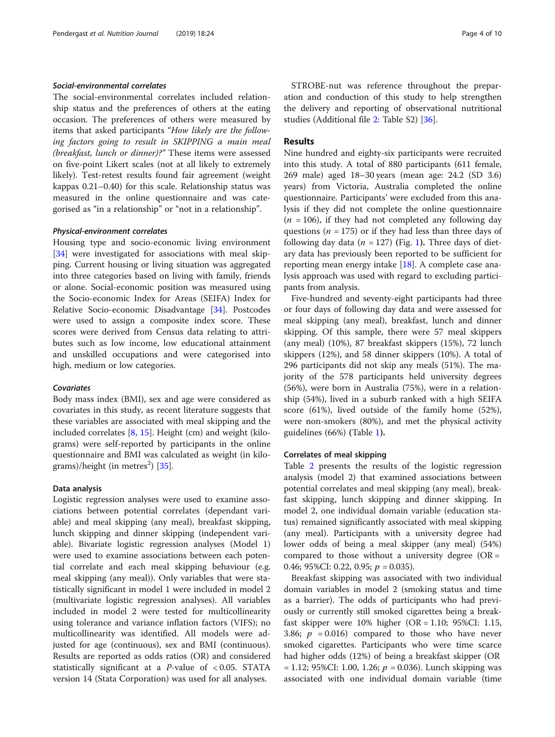#### *Social-environmental correlates*

The social-environmental correlates included relationship status and the preferences of others at the eating occasion. The preferences of others were measured by items that asked participants "*How likely are the following factors going to result in SKIPPING a main meal (breakfast, lunch or dinner)?*" These items were assessed on five-point Likert scales (not at all likely to extremely likely). Test-retest results found fair agreement (weight kappas 0.21–0.40) for this scale. Relationship status was measured in the online questionnaire and was categorised as "in a relationship" or "not in a relationship".

#### *Physical-environment correlates*

Housing type and socio-economic living environment [34] were investigated for associations with meal skipping. Current housing or living situation was aggregated into three categories based on living with family, friends or alone. Social-economic position was measured using the Socio-economic Index for Areas (SEIFA) Index for Relative Socio-economic Disadvantage [34]. Postcodes were used to assign a composite index score. These scores were derived from Census data relating to attributes such as low income, low educational attainment and unskilled occupations and were categorised into high, medium or low categories.

#### *Covariates*

Body mass index (BMI), sex and age were considered as covariates in this study, as recent literature suggests that these variables are associated with meal skipping and the included correlates [8, 15]. Height (cm) and weight (kilograms) were self-reported by participants in the online questionnaire and BMI was calculated as weight (in kilograms)/height (in metres$^2$) [35].

### Data analysis

Logistic regression analyses were used to examine associations between potential correlates (dependant variable) and meal skipping (any meal), breakfast skipping, lunch skipping and dinner skipping (independent variable). Bivariate logistic regression analyses (Model 1) were used to examine associations between each potential correlate and each meal skipping behaviour (e.g. meal skipping (any meal)). Only variables that were statistically significant in model 1 were included in model 2 (multivariate logistic regression analyses). All variables included in model 2 were tested for multicollinearity using tolerance and variance inflation factors (VIFS); no multicollinearity was identified. All models were adjusted for age (continuous), sex and BMI (continuous). Results are reported as odds ratios (OR) and considered statistically significant at a *P*-value of < 0.05. STATA version 14 (Stata Corporation) was used for all analyses.

STROBE-nut was reference throughout the preparation and conduction of this study to help strengthen the delivery and reporting of observational nutritional studies (Additional file 2: Table S2) [36].

## Results

Nine hundred and eighty-six participants were recruited into this study. A total of 880 participants (611 female, 269 male) aged 18–30 years (mean age: 24.2 (SD 3.6) years) from Victoria, Australia completed the online questionnaire. Participants' were excluded from this analysis if they did not complete the online questionnaire ($n$ = 106), if they had not completed any following day questions ($n$ = 175) or if they had less than three days of following day data ($n$ = 127) (**Fig. 1**). Three days of dietary data has previously been reported to be sufficient for reporting mean energy intake [18]. A complete case analysis approach was used with regard to excluding participants from analysis.

Five-hundred and seventy-eight participants had three or four days of following day data and were assessed for meal skipping (any meal), breakfast, lunch and dinner skipping. Of this sample, there were 57 meal skippers (any meal) (10%), 87 breakfast skippers (15%), 72 lunch skippers (12%), and 58 dinner skippers (10%). A total of 296 participants did not skip any meals (51%). The majority of the 578 participants held university degrees (56%), were born in Australia (75%), were in a relationship (54%), lived in a suburb ranked with a high SEIFA score (61%), lived outside of the family home (52%), were non-smokers (80%), and met the physical activity guidelines (66%) (**Table 1**).

### Correlates of meal skipping

Table 2 presents the results of the logistic regression analysis (model 2) that examined associations between potential correlates and meal skipping (any meal), breakfast skipping, lunch skipping and dinner skipping. In model 2, one individual domain variable (education status) remained significantly associated with meal skipping (any meal). Participants with a university degree had lower odds of being a meal skipper (any meal) (54%) compared to those without a university degree (OR = 0.46; 95%CI: 0.22, 0.95; $p$ = 0.035).

Breakfast skipping was associated with two individual domain variables in model 2 (smoking status and time as a barrier). The odds of participants who had previously or currently still smoked cigarettes being a breakfast skipper were 10% higher (OR = 1.10; 95%CI: 1.15, 3.86; $p$ = 0.016) compared to those who have never smoked cigarettes. Participants who were time scarce had higher odds (12%) of being a breakfast skipper (OR = 1.12; 95%CI: 1.00, 1.26; $p$ = 0.036). Lunch skipping was associated with one individual domain variable (time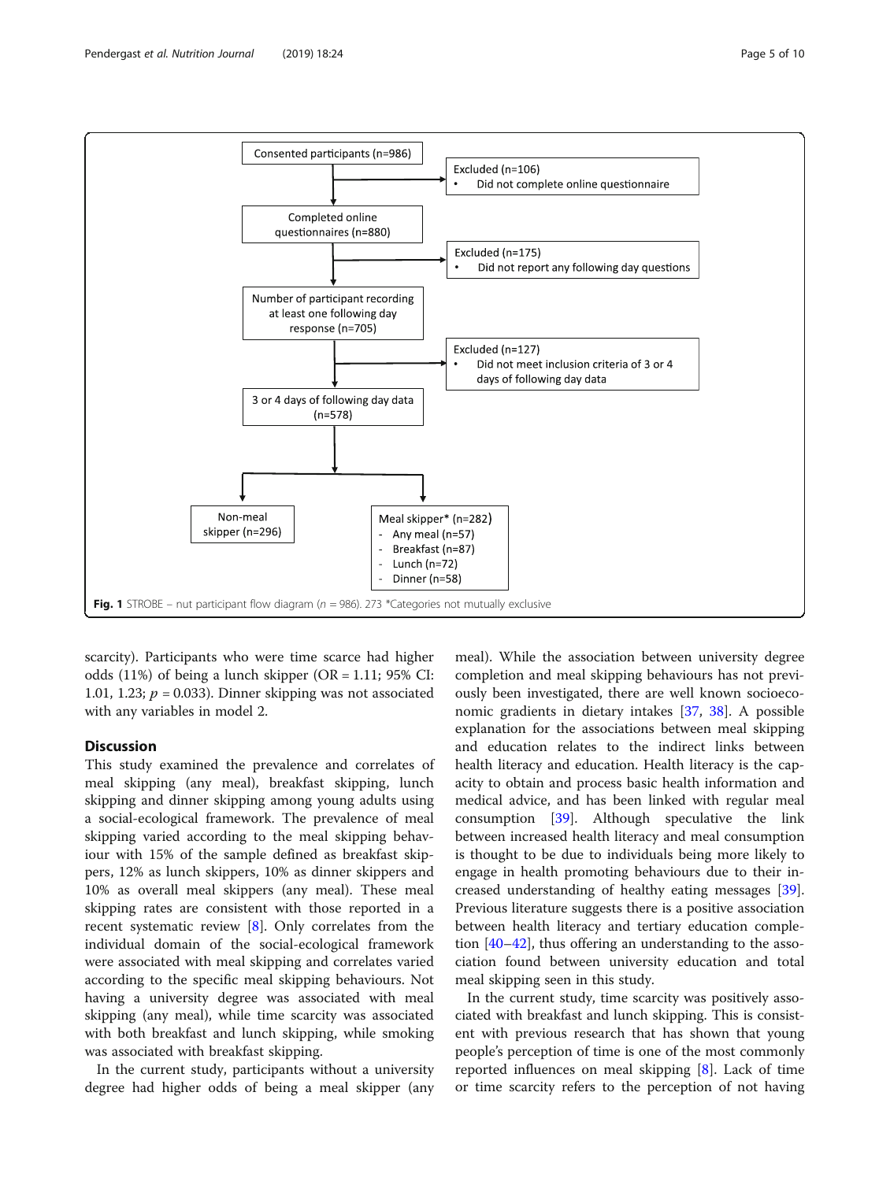Consented participants (n=986)

Excluded (n=106)
- Did not complete online questionnaire

Completed online questionnaires (n=880)

Excluded (n=175)
- Did not report any following day questions

Number of participant recording at least one following day response (n=705)

Excluded (n=127)
- Did not meet inclusion criteria of 3 or 4 days of following day data

3 or 4 days of following day data (n=578)

Non-meal skipper (n=296)

Meal skipper* (n=282)
- Any meal (n=57)
- Breakfast (n=87)
- Lunch (n=72)
- Dinner (n=58)

**Fig. 1** STROBE – nut participant flow diagram ($n$ = 986). 273 *Categories not mutually exclusive

scarcity). Participants who were time scarce had higher odds (11%) of being a lunch skipper (OR = 1.11; 95% CI: 1.01, 1.23; $p$ = 0.033). Dinner skipping was not associated with any variables in model 2.

## Discussion

This study examined the prevalence and correlates of meal skipping (any meal), breakfast skipping, lunch skipping and dinner skipping among young adults using a social-ecological framework. The prevalence of meal skipping varied according to the meal skipping behaviour with 15% of the sample defined as breakfast skippers, 12% as lunch skippers, 10% as dinner skippers and 10% as overall meal skippers (any meal). These meal skipping rates are consistent with those reported in a recent systematic review [8]. Only correlates from the individual domain of the social-ecological framework were associated with meal skipping and correlates varied according to the specific meal skipping behaviours. Not having a university degree was associated with meal skipping (any meal), while time scarcity was associated with both breakfast and lunch skipping, while smoking was associated with breakfast skipping.

In the current study, participants without a university degree had higher odds of being a meal skipper (any meal). While the association between university degree completion and meal skipping behaviours has not previously been investigated, there are well known socioeconomic gradients in dietary intakes [37, 38]. A possible explanation for the associations between meal skipping and education relates to the indirect links between health literacy and education. Health literacy is the capacity to obtain and process basic health information and medical advice, and has been linked with regular meal consumption [39]. Although speculative the link between increased health literacy and meal consumption is thought to be due to individuals being more likely to engage in health promoting behaviours due to their increased understanding of healthy eating messages [39]. Previous literature suggests there is a positive association between health literacy and tertiary education completion [40–42], thus offering an understanding to the association found between university education and total meal skipping seen in this study.

In the current study, time scarcity was positively associated with breakfast and lunch skipping. This is consistent with previous research that has shown that young people's perception of time is one of the most commonly reported influences on meal skipping [8]. Lack of time or time scarcity refers to the perception of not having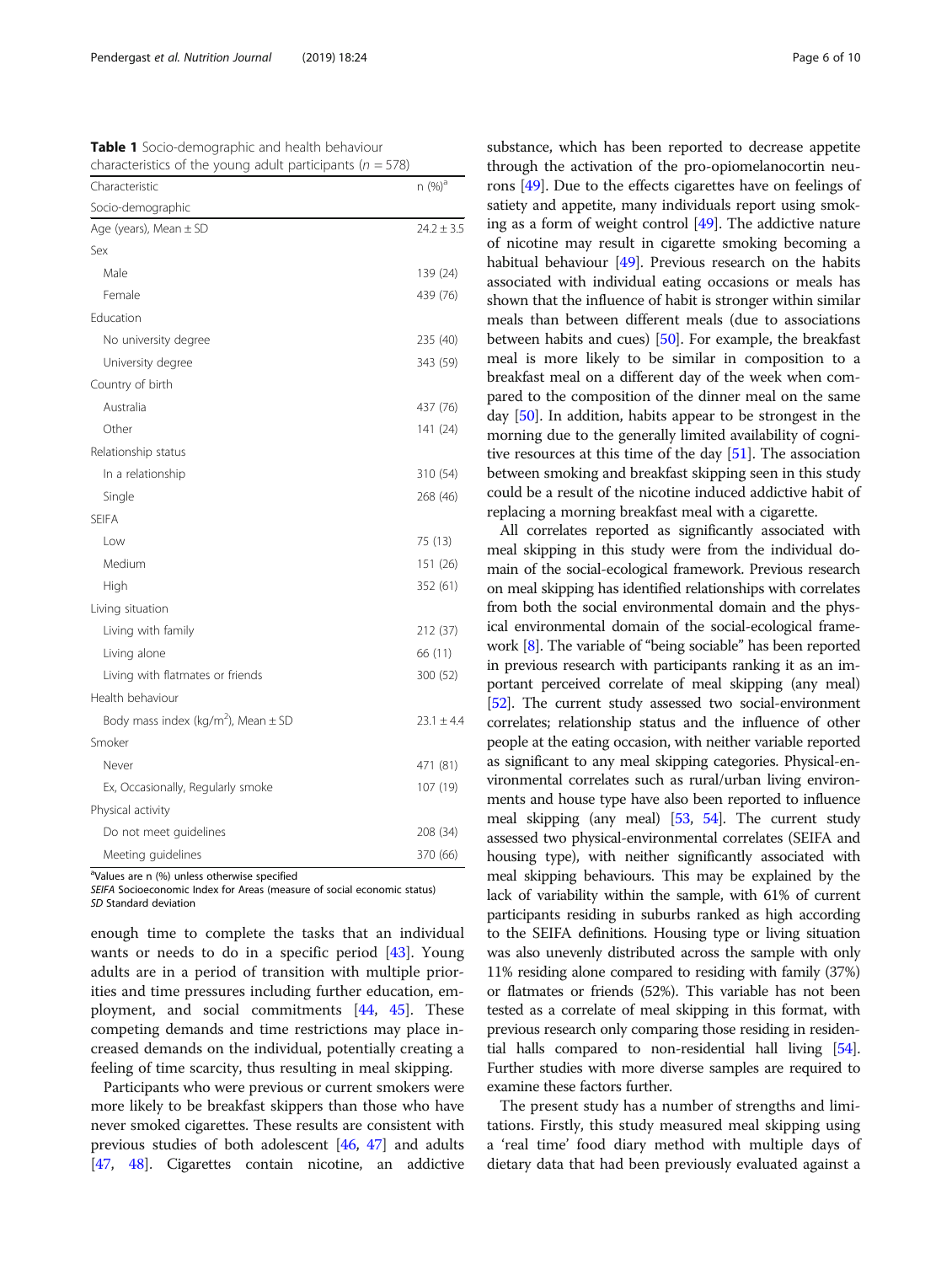**Table 1** Socio-demographic and health behaviour characteristics of the young adult participants ($n = 578$)

| Characteristic | n (%)[a] |
|---|---|
| Socio-demographic | |
| Age (years), Mean ± SD | 24.2 ± 3.5 |
| Sex | |
| Male | 139 (24) |
| Female | 439 (76) |
| Education | |
| No university degree | 235 (40) |
| University degree | 343 (59) |
| Country of birth | |
| Australia | 437 (76) |
| Other | 141 (24) |
| Relationship status | |
| In a relationship | 310 (54) |
| Single | 268 (46) |
| SEIFA | |
| Low | 75 (13) |
| Medium | 151 (26) |
| High | 352 (61) |
| Living situation | |
| Living with family | 212 (37) |
| Living alone | 66 (11) |
| Living with flatmates or friends | 300 (52) |
| Health behaviour | |
| Body mass index (kg/m$^2$), Mean ± SD | 23.1 ± 4.4 |
| Smoker | |
| Never | 471 (81) |
| Ex, Occasionally, Regularly smoke | 107 (19) |
| Physical activity | |
| Do not meet guidelines | 208 (34) |
| Meeting guidelines | 370 (66) |

[a]Values are n (%) unless otherwise specified
*SEIFA* Socioeconomic Index for Areas (measure of social economic status)
*SD* Standard deviation

enough time to complete the tasks that an individual wants or needs to do in a specific period [43]. Young adults are in a period of transition with multiple priorities and time pressures including further education, employment, and social commitments [44, 45]. These competing demands and time restrictions may place increased demands on the individual, potentially creating a feeling of time scarcity, thus resulting in meal skipping.

Participants who were previous or current smokers were more likely to be breakfast skippers than those who have never smoked cigarettes. These results are consistent with previous studies of both adolescent [46, 47] and adults [47, 48]. Cigarettes contain nicotine, an addictive substance, which has been reported to decrease appetite through the activation of the pro-opiomelanocortin neurons [49]. Due to the effects cigarettes have on feelings of satiety and appetite, many individuals report using smoking as a form of weight control [49]. The addictive nature of nicotine may result in cigarette smoking becoming a habitual behaviour [49]. Previous research on the habits associated with individual eating occasions or meals has shown that the influence of habit is stronger within similar meals than between different meals (due to associations between habits and cues) [50]. For example, the breakfast meal is more likely to be similar in composition to a breakfast meal on a different day of the week when compared to the composition of the dinner meal on the same day [50]. In addition, habits appear to be strongest in the morning due to the generally limited availability of cognitive resources at this time of the day [51]. The association between smoking and breakfast skipping seen in this study could be a result of the nicotine induced addictive habit of replacing a morning breakfast meal with a cigarette.

All correlates reported as significantly associated with meal skipping in this study were from the individual domain of the social-ecological framework. Previous research on meal skipping has identified relationships with correlates from both the social environmental domain and the physical environmental domain of the social-ecological framework [8]. The variable of "being sociable" has been reported in previous research with participants ranking it as an important perceived correlate of meal skipping (any meal) [52]. The current study assessed two social-environment correlates; relationship status and the influence of other people at the eating occasion, with neither variable reported as significant to any meal skipping categories. Physical-environmental correlates such as rural/urban living environments and house type have also been reported to influence meal skipping (any meal) [53, 54]. The current study assessed two physical-environmental correlates (SEIFA and housing type), with neither significantly associated with meal skipping behaviours. This may be explained by the lack of variability within the sample, with 61% of current participants residing in suburbs ranked as high according to the SEIFA definitions. Housing type or living situation was also unevenly distributed across the sample with only 11% residing alone compared to residing with family (37%) or flatmates or friends (52%). This variable has not been tested as a correlate of meal skipping in this format, with previous research only comparing those residing in residential halls compared to non-residential hall living [54]. Further studies with more diverse samples are required to examine these factors further.

The present study has a number of strengths and limitations. Firstly, this study measured meal skipping using a 'real time' food diary method with multiple days of dietary data that had been previously evaluated against a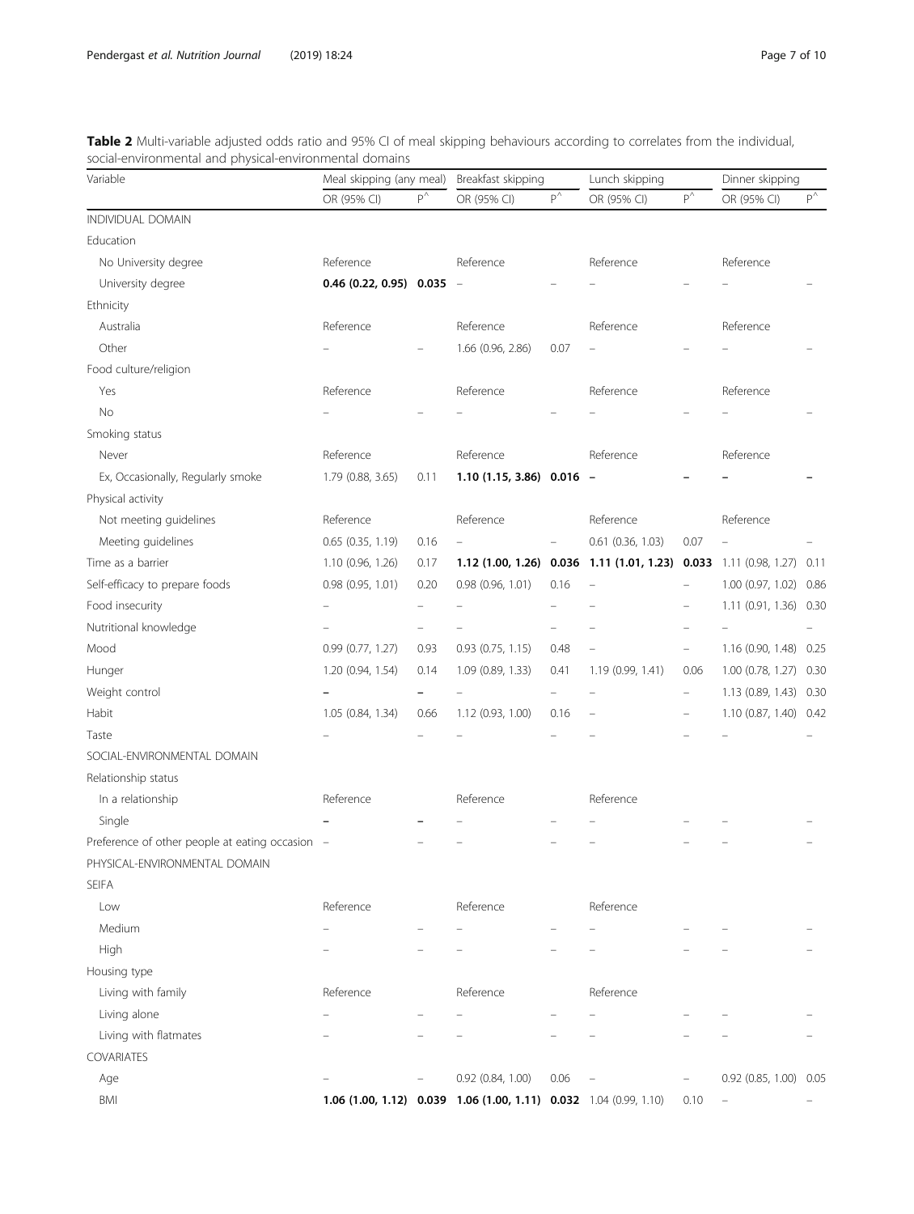**Table 2** Multi-variable adjusted odds ratio and 95% CI of meal skipping behaviours according to correlates from the individual, social-environmental and physical-environmental domains

| Variable | Meal skipping (any meal) | | Breakfast skipping | | Lunch skipping | | Dinner skipping | |
|---|---|---|---|---|---|---|---|---|
| | OR (95% CI) | P^ | OR (95% CI) | P^ | OR (95% CI) | P^ | OR (95% CI) | P^ |
| INDIVIDUAL DOMAIN | | | | | | | | |
| Education | | | | | | | | |
| No University degree | Reference | | Reference | | Reference | | Reference | |
| University degree | **0.46 (0.22, 0.95)** | **0.035** | – | – | – | – | – | – |
| Ethnicity | | | | | | | | |
| Australia | Reference | | Reference | | Reference | | Reference | |
| Other | – | – | 1.66 (0.96, 2.86) | 0.07 | – | – | – | – |
| Food culture/religion | | | | | | | | |
| Yes | Reference | | Reference | | Reference | | Reference | |
| No | – | – | – | – | – | – | – | – |
| Smoking status | | | | | | | | |
| Never | Reference | | Reference | | Reference | | Reference | |
| Ex, Occasionally, Regularly smoke | 1.79 (0.88, 3.65) | 0.11 | **1.10 (1.15, 3.86)** | **0.016** | **–** | **–** | **–** | **–** |
| Physical activity | | | | | | | | |
| Not meeting guidelines | Reference | | Reference | | Reference | | Reference | |
| Meeting guidelines | 0.65 (0.35, 1.19) | 0.16 | – | – | 0.61 (0.36, 1.03) | 0.07 | – | – |
| Time as a barrier | 1.10 (0.96, 1.26) | 0.17 | **1.12 (1.00, 1.26)** | **0.036** | **1.11 (1.01, 1.23)** | **0.033** | 1.11 (0.98, 1.27) | 0.11 |
| Self-efficacy to prepare foods | 0.98 (0.95, 1.01) | 0.20 | 0.98 (0.96, 1.01) | 0.16 | – | – | 1.00 (0.97, 1.02) | 0.86 |
| Food insecurity | – | – | – | – | – | – | 1.11 (0.91, 1.36) | 0.30 |
| Nutritional knowledge | – | – | – | – | – | – | – | – |
| Mood | 0.99 (0.77, 1.27) | 0.93 | 0.93 (0.75, 1.15) | 0.48 | – | – | 1.16 (0.90, 1.48) | 0.25 |
| Hunger | 1.20 (0.94, 1.54) | 0.14 | 1.09 (0.89, 1.33) | 0.41 | 1.19 (0.99, 1.41) | 0.06 | 1.00 (0.78, 1.27) | 0.30 |
| Weight control | **–** | **–** | – | – | – | – | 1.13 (0.89, 1.43) | 0.30 |
| Habit | 1.05 (0.84, 1.34) | 0.66 | 1.12 (0.93, 1.00) | 0.16 | – | – | 1.10 (0.87, 1.40) | 0.42 |
| Taste | – | – | – | – | – | – | – | – |
| SOCIAL-ENVIRONMENTAL DOMAIN | | | | | | | | |
| Relationship status | | | | | | | | |
| In a relationship | Reference | | Reference | | Reference | | | |
| Single | **–** | **–** | – | – | – | – | – | – |
| Preference of other people at eating occasion | – | – | – | – | – | – | – | – |
| PHYSICAL-ENVIRONMENTAL DOMAIN | | | | | | | | |
| SEIFA | | | | | | | | |
| Low | Reference | | Reference | | Reference | | | |
| Medium | – | – | – | – | – | – | – | – |
| High | – | – | – | – | – | – | – | – |
| Housing type | | | | | | | | |
| Living with family | Reference | | Reference | | Reference | | | |
| Living alone | – | – | – | – | – | – | – | – |
| Living with flatmates | – | – | – | – | – | – | – | – |
| COVARIATES | | | | | | | | |
| Age | – | – | 0.92 (0.84, 1.00) | 0.06 | – | – | 0.92 (0.85, 1.00) | 0.05 |
| BMI | **1.06 (1.00, 1.12)** | **0.039** | **1.06 (1.00, 1.11)** | **0.032** | 1.04 (0.99, 1.10) | 0.10 | – | – |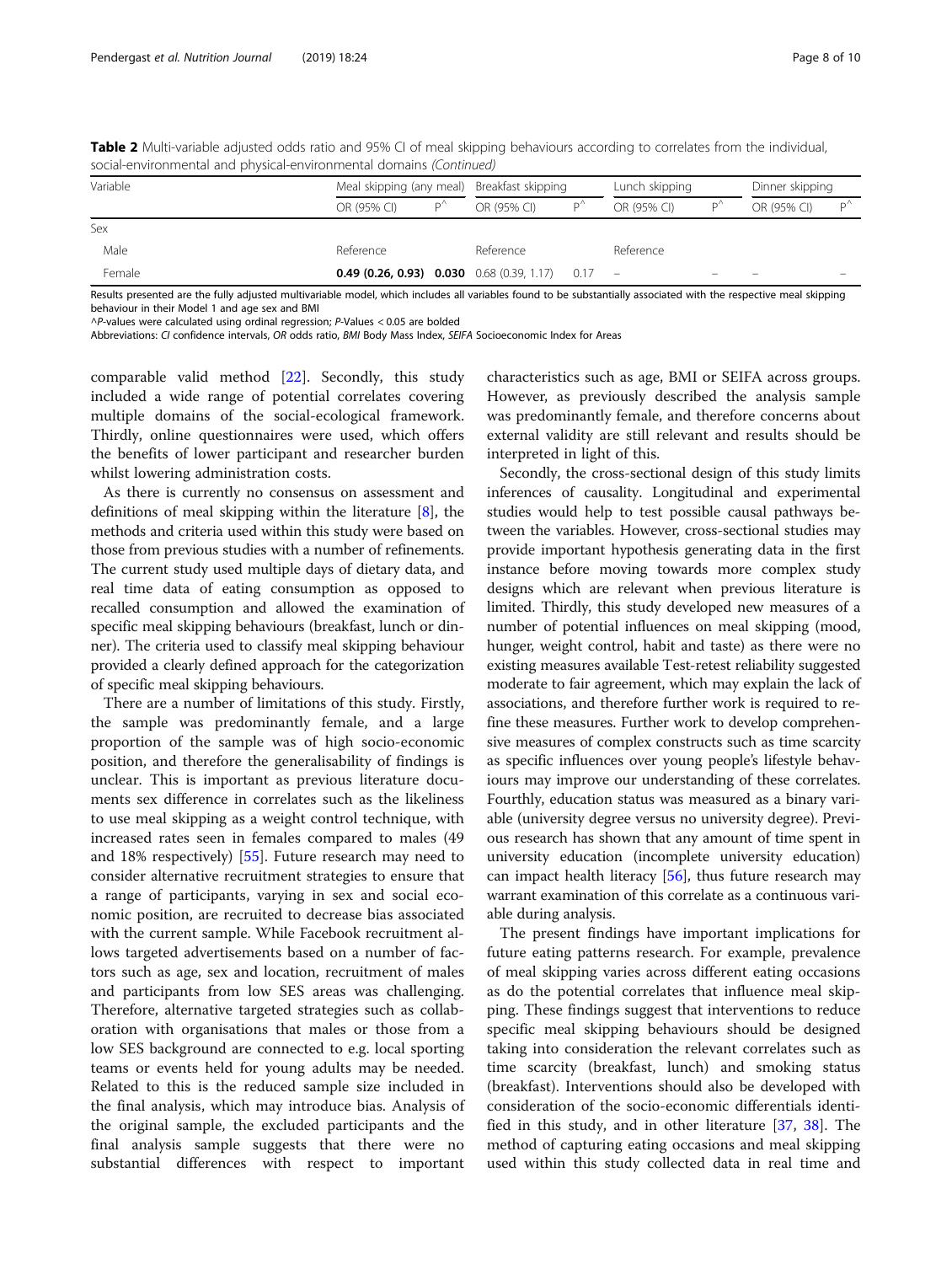**Table 2** Multi-variable adjusted odds ratio and 95% CI of meal skipping behaviours according to correlates from the individual, social-environmental and physical-environmental domains *(Continued)*

| Variable | Meal skipping (any meal) | | Breakfast skipping | | Lunch skipping | | Dinner skipping | |
|---|---|---|---|---|---|---|---|---|
| | OR (95% CI) | P^ | OR (95% CI) | P^ | OR (95% CI) | P^ | OR (95% CI) | P^ |
| Sex | | | | | | | | |
| Male | Reference | | Reference | | Reference | | | |
| Female | **0.49 (0.26, 0.93)** | **0.030** | 0.68 (0.39, 1.17) | 0.17 | – | – | – | – |

Results presented are the fully adjusted multivariable model, which includes all variables found to be substantially associated with the respective meal skipping behaviour in their Model 1 and age sex and BMI

^*P*-values were calculated using ordinal regression; *P*-Values < 0.05 are bolded

Abbreviations: *CI* confidence intervals, *OR* odds ratio, *BMI* Body Mass Index, *SEIFA* Socioeconomic Index for Areas

comparable valid method [22]. Secondly, this study included a wide range of potential correlates covering multiple domains of the social-ecological framework. Thirdly, online questionnaires were used, which offers the benefits of lower participant and researcher burden whilst lowering administration costs.

As there is currently no consensus on assessment and definitions of meal skipping within the literature [8], the methods and criteria used within this study were based on those from previous studies with a number of refinements. The current study used multiple days of dietary data, and real time data of eating consumption as opposed to recalled consumption and allowed the examination of specific meal skipping behaviours (breakfast, lunch or dinner). The criteria used to classify meal skipping behaviour provided a clearly defined approach for the categorization of specific meal skipping behaviours.

There are a number of limitations of this study. Firstly, the sample was predominantly female, and a large proportion of the sample was of high socio-economic position, and therefore the generalisability of findings is unclear. This is important as previous literature documents sex difference in correlates such as the likeliness to use meal skipping as a weight control technique, with increased rates seen in females compared to males (49 and 18% respectively) [55]. Future research may need to consider alternative recruitment strategies to ensure that a range of participants, varying in sex and social economic position, are recruited to decrease bias associated with the current sample. While Facebook recruitment allows targeted advertisements based on a number of factors such as age, sex and location, recruitment of males and participants from low SES areas was challenging. Therefore, alternative targeted strategies such as collaboration with organisations that males or those from a low SES background are connected to e.g. local sporting teams or events held for young adults may be needed. Related to this is the reduced sample size included in the final analysis, which may introduce bias. Analysis of the original sample, the excluded participants and the final analysis sample suggests that there were no substantial differences with respect to important characteristics such as age, BMI or SEIFA across groups. However, as previously described the analysis sample was predominantly female, and therefore concerns about external validity are still relevant and results should be interpreted in light of this.

Secondly, the cross-sectional design of this study limits inferences of causality. Longitudinal and experimental studies would help to test possible causal pathways between the variables. However, cross-sectional studies may provide important hypothesis generating data in the first instance before moving towards more complex study designs which are relevant when previous literature is limited. Thirdly, this study developed new measures of a number of potential influences on meal skipping (mood, hunger, weight control, habit and taste) as there were no existing measures available Test-retest reliability suggested moderate to fair agreement, which may explain the lack of associations, and therefore further work is required to refine these measures. Further work to develop comprehensive measures of complex constructs such as time scarcity as specific influences over young people's lifestyle behaviours may improve our understanding of these correlates. Fourthly, education status was measured as a binary variable (university degree versus no university degree). Previous research has shown that any amount of time spent in university education (incomplete university education) can impact health literacy [56], thus future research may warrant examination of this correlate as a continuous variable during analysis.

The present findings have important implications for future eating patterns research. For example, prevalence of meal skipping varies across different eating occasions as do the potential correlates that influence meal skipping. These findings suggest that interventions to reduce specific meal skipping behaviours should be designed taking into consideration the relevant correlates such as time scarcity (breakfast, lunch) and smoking status (breakfast). Interventions should also be developed with consideration of the socio-economic differentials identified in this study, and in other literature [37, 38]. The method of capturing eating occasions and meal skipping used within this study collected data in real time and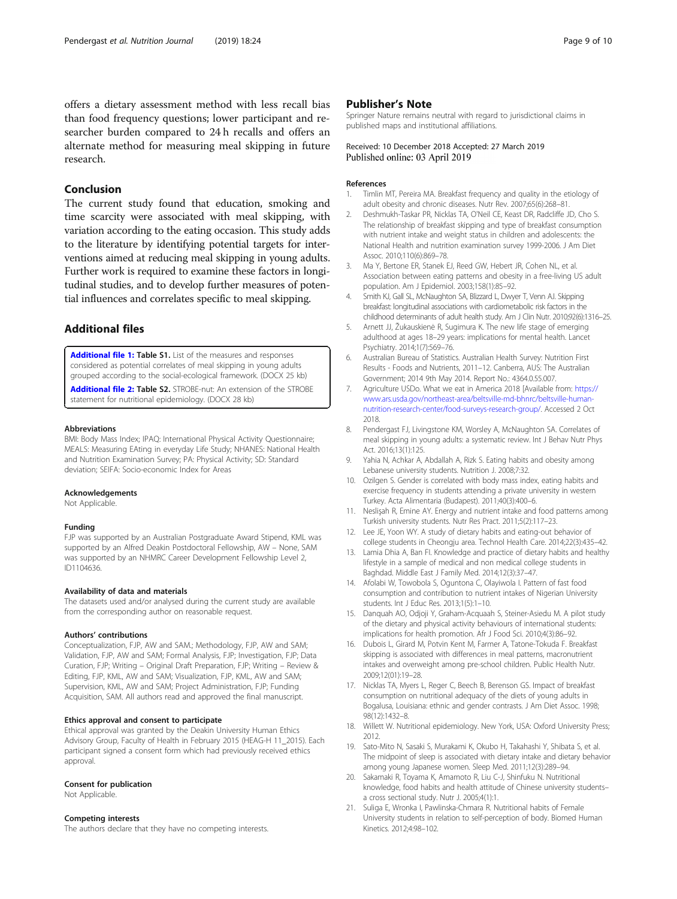offers a dietary assessment method with less recall bias than food frequency questions; lower participant and researcher burden compared to 24 h recalls and offers an alternate method for measuring meal skipping in future research.

## Conclusion

The current study found that education, smoking and time scarcity were associated with meal skipping, with variation according to the eating occasion. This study adds to the literature by identifying potential targets for interventions aimed at reducing meal skipping in young adults. Further work is required to examine these factors in longitudinal studies, and to develop further measures of potential influences and correlates specific to meal skipping.

## Additional files

**Additional file 1: Table S1.** List of the measures and responses considered as potential correlates of meal skipping in young adults grouped according to the social-ecological framework. (DOCX 25 kb)

**Additional file 2: Table S2.** STROBE-nut: An extension of the STROBE statement for nutritional epidemiology. (DOCX 28 kb)

#### Abbreviations

BMI: Body Mass Index; IPAQ: International Physical Activity Questionnaire; MEALS: Measuring EAting in everyday Life Study; NHANES: National Health and Nutrition Examination Survey; PA: Physical Activity; SD: Standard deviation; SEIFA: Socio-economic Index for Areas

#### Acknowledgements

Not Applicable.

#### Funding

FJP was supported by an Australian Postgraduate Award Stipend, KML was supported by an Alfred Deakin Postdoctoral Fellowship, AW – None, SAM was supported by an NHMRC Career Development Fellowship Level 2, ID1104636.

#### Availability of data and materials

The datasets used and/or analysed during the current study are available from the corresponding author on reasonable request.

#### Authors' contributions

Conceptualization, FJP, AW and SAM.; Methodology, FJP, AW and SAM; Validation, FJP, AW and SAM; Formal Analysis, FJP; Investigation, FJP; Data Curation, FJP; Writing – Original Draft Preparation, FJP; Writing – Review & Editing, FJP, KML, AW and SAM; Visualization, FJP, KML, AW and SAM; Supervision, KML, AW and SAM; Project Administration, FJP; Funding Acquisition, SAM. All authors read and approved the final manuscript.

#### Ethics approval and consent to participate

Ethical approval was granted by the Deakin University Human Ethics Advisory Group, Faculty of Health in February 2015 (HEAG-H 11_2015). Each participant signed a consent form which had previously received ethics approval.

#### Consent for publication

Not Applicable.

#### Competing interests

The authors declare that they have no competing interests.

## Publisher's Note

Springer Nature remains neutral with regard to jurisdictional claims in published maps and institutional affiliations.

Received: 10 December 2018 Accepted: 27 March 2019
Published online: 03 April 2019

#### References

1. Timlin MT, Pereira MA. Breakfast frequency and quality in the etiology of adult obesity and chronic diseases. Nutr Rev. 2007;65(6):268–81.
2. Deshmukh-Taskar PR, Nicklas TA, O'Neil CE, Keast DR, Radcliffe JD, Cho S. The relationship of breakfast skipping and type of breakfast consumption with nutrient intake and weight status in children and adolescents: the National Health and nutrition examination survey 1999-2006. J Am Diet Assoc. 2010;110(6):869–78.
3. Ma Y, Bertone ER, Stanek EJ, Reed GW, Hebert JR, Cohen NL, et al. Association between eating patterns and obesity in a free-living US adult population. Am J Epidemiol. 2003;158(1):85–92.
4. Smith KJ, Gall SL, McNaughton SA, Blizzard L, Dwyer T, Venn AJ. Skipping breakfast: longitudinal associations with cardiometabolic risk factors in the childhood determinants of adult health study. Am J Clin Nutr. 2010;92(6):1316–25.
5. Arnett JJ, Žukauskienė R, Sugimura K. The new life stage of emerging adulthood at ages 18–29 years: implications for mental health. Lancet Psychiatry. 2014;1(7):569–76.
6. Australian Bureau of Statistics. Australian Health Survey: Nutrition First Results - Foods and Nutrients, 2011–12. Canberra, AUS: The Australian Government; 2014 9th May 2014. Report No.: 4364.0.55.007.
7. Agriculture USDo. What we eat in America 2018 [Available from: https://www.ars.usda.gov/northeast-area/beltsville-md-bhnrc/beltsville-human-nutrition-research-center/food-surveys-research-group/. Accessed 2 Oct 2018.
8. Pendergast FJ, Livingstone KM, Worsley A, McNaughton SA. Correlates of meal skipping in young adults: a systematic review. Int J Behav Nutr Phys Act. 2016;13(1):125.
9. Yahia N, Achkar A, Abdallah A, Rizk S. Eating habits and obesity among Lebanese university students. Nutrition J. 2008;7:32.
10. Ozilgen S. Gender is correlated with body mass index, eating habits and exercise frequency in students attending a private university in western Turkey. Acta Alimentaria (Budapest). 2011;40(3):400–6.
11. Neslişah R, Emine AY. Energy and nutrient intake and food patterns among Turkish university students. Nutr Res Pract. 2011;5(2):117–23.
12. Lee JE, Yoon WY. A study of dietary habits and eating-out behavior of college students in Cheongju area. Technol Health Care. 2014;22(3):435–42.
13. Lamia Dhia A, Ban FI. Knowledge and practice of dietary habits and healthy lifestyle in a sample of medical and non medical college students in Baghdad. Middle East J Family Med. 2014;12(3):37–47.
14. Afolabi W, Towobola S, Oguntona C, Olayiwola I. Pattern of fast food consumption and contribution to nutrient intakes of Nigerian University students. Int J Educ Res. 2013;1(5):1–10.
15. Danquah AO, Odjoji Y, Graham-Acquaah S, Steiner-Asiedu M. A pilot study of the dietary and physical activity behaviours of international students: implications for health promotion. Afr J Food Sci. 2010;4(3):86–92.
16. Dubois L, Girard M, Potvin Kent M, Farmer A, Tatone-Tokuda F. Breakfast skipping is associated with differences in meal patterns, macronutrient intakes and overweight among pre-school children. Public Health Nutr. 2009;12(01):19–28.
17. Nicklas TA, Myers L, Reger C, Beech B, Berenson GS. Impact of breakfast consumption on nutritional adequacy of the diets of young adults in Bogalusa, Louisiana: ethnic and gender contrasts. J Am Diet Assoc. 1998;98(12):1432–8.
18. Willett W. Nutritional epidemiology. New York, USA: Oxford University Press; 2012.
19. Sato-Mito N, Sasaki S, Murakami K, Okubo H, Takahashi Y, Shibata S, et al. The midpoint of sleep is associated with dietary intake and dietary behavior among young Japanese women. Sleep Med. 2011;12(3):289–94.
20. Sakamaki R, Toyama K, Amamoto R, Liu C-J, Shinfuku N. Nutritional knowledge, food habits and health attitude of Chinese university students– a cross sectional study. Nutr J. 2005;4(1):1.
21. Suliga E, Wronka I, Pawlinska-Chmara R. Nutritional habits of Female University students in relation to self-perception of body. Biomed Human Kinetics. 2012;4:98–102.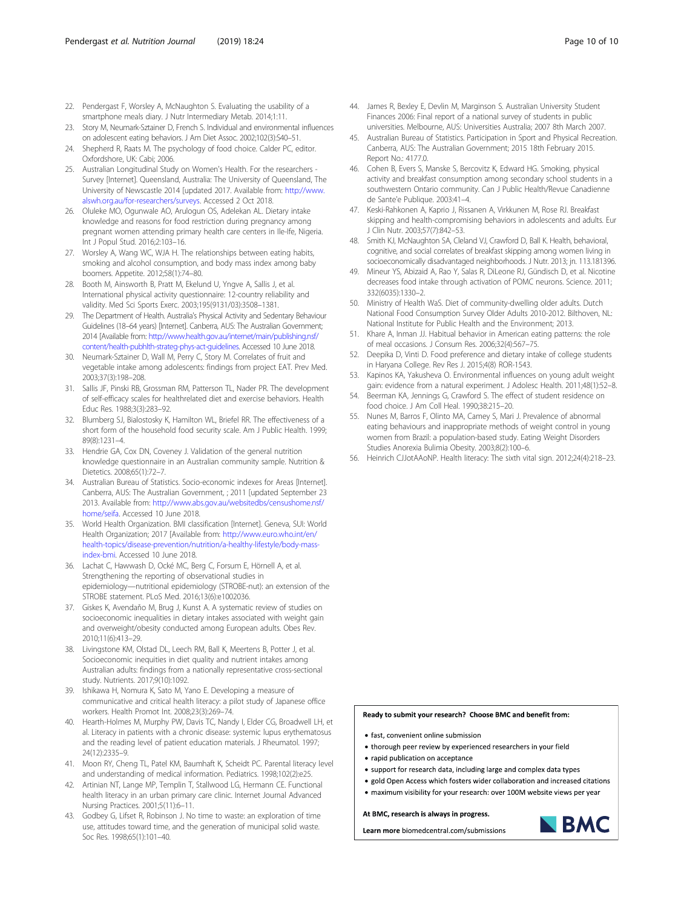22. Pendergast F, Worsley A, McNaughton S. Evaluating the usability of a smartphone meals diary. J Nutr Intermediary Metab. 2014;1:11.
23. Story M, Neumark-Sztainer D, French S. Individual and environmental influences on adolescent eating behaviors. J Am Diet Assoc. 2002;102(3):S40–51.
24. Shepherd R, Raats M. The psychology of food choice. Calder PC, editor. Oxfordshore, UK: Cabi; 2006.
25. Australian Longitudinal Study on Women's Health. For the researchers - Survey [Internet]. Queensland, Australia: The University of Queensland, The University of Newscastle 2014 [updated 2017. Available from: http://www.alswh.org.au/for-researchers/surveys. Accessed 2 Oct 2018.
26. Oluleke MO, Ogunwale AO, Arulogun OS, Adelekan AL. Dietary intake knowledge and reasons for food restriction during pregnancy among pregnant women attending primary health care centers in Ile-Ife, Nigeria. Int J Popul Stud. 2016;2:103–16.
27. Worsley A, Wang WC, WJA H. The relationships between eating habits, smoking and alcohol consumption, and body mass index among baby boomers. Appetite. 2012;58(1):74–80.
28. Booth M, Ainsworth B, Pratt M, Ekelund U, Yngve A, Sallis J, et al. International physical activity questionnaire: 12-country reliability and validity. Med Sci Sports Exerc. 2003;195(9131/03):3508–1381.
29. The Department of Health. Australia's Physical Activity and Sedentary Behaviour Guidelines (18–64 years) [Internet]. Canberra, AUS: The Australian Government; 2014 [Available from: http://www.health.gov.au/internet/main/publishing.nsf/content/health-pubhlth-strateg-phys-act-guidelines. Accessed 10 June 2018.
30. Neumark-Sztainer D, Wall M, Perry C, Story M. Correlates of fruit and vegetable intake among adolescents: findings from project EAT. Prev Med. 2003;37(3):198–208.
31. Sallis JF, Pinski RB, Grossman RM, Patterson TL, Nader PR. The development of self-efficacy scales for healthrelated diet and exercise behaviors. Health Educ Res. 1988;3(3):283–92.
32. Blumberg SJ, Bialostosky K, Hamilton WL, Briefel RR. The effectiveness of a short form of the household food security scale. Am J Public Health. 1999;89(8):1231–4.
33. Hendrie GA, Cox DN, Coveney J. Validation of the general nutrition knowledge questionnaire in an Australian community sample. Nutrition & Dietetics. 2008;65(1):72–7.
34. Australian Bureau of Statistics. Socio-economic indexes for Areas [Internet]. Canberra, AUS: The Australian Government, ; 2011 [updated September 23 2013. Available from: http://www.abs.gov.au/websitedbs/censushome.nsf/home/seifa. Accessed 10 June 2018.
35. World Health Organization. BMI classification [Internet]. Geneva, SUI: World Health Organization; 2017 [Available from: http://www.euro.who.int/en/health-topics/disease-prevention/nutrition/a-healthy-lifestyle/body-mass-index-bmi. Accessed 10 June 2018.
36. Lachat C, Hawwash D, Ocké MC, Berg C, Forsum E, Hörnell A, et al. Strengthening the reporting of observational studies in epidemiology—nutritional epidemiology (STROBE-nut): an extension of the STROBE statement. PLoS Med. 2016;13(6):e1002036.
37. Giskes K, Avendaño M, Brug J, Kunst A. A systematic review of studies on socioeconomic inequalities in dietary intakes associated with weight gain and overweight/obesity conducted among European adults. Obes Rev. 2010;11(6):413–29.
38. Livingstone KM, Olstad DL, Leech RM, Ball K, Meertens B, Potter J, et al. Socioeconomic inequities in diet quality and nutrient intakes among Australian adults: findings from a nationally representative cross-sectional study. Nutrients. 2017;9(10):1092.
39. Ishikawa H, Nomura K, Sato M, Yano E. Developing a measure of communicative and critical health literacy: a pilot study of Japanese office workers. Health Promot Int. 2008;23(3):269–74.
40. Hearth-Holmes M, Murphy PW, Davis TC, Nandy I, Elder CG, Broadwell LH, et al. Literacy in patients with a chronic disease: systemic lupus erythematosus and the reading level of patient education materials. J Rheumatol. 1997;24(12):2335–9.
41. Moon RY, Cheng TL, Patel KM, Baumhaft K, Scheidt PC. Parental literacy level and understanding of medical information. Pediatrics. 1998;102(2):e25.
42. Artinian NT, Lange MP, Templin T, Stallwood LG, Hermann CE. Functional health literacy in an urban primary care clinic. Internet Journal Advanced Nursing Practices. 2001;5(11):6–11.
43. Godbey G, Lifset R, Robinson J. No time to waste: an exploration of time use, attitudes toward time, and the generation of municipal solid waste. Soc Res. 1998;65(1):101–40.
44. James R, Bexley E, Devlin M, Marginson S. Australian University Student Finances 2006: Final report of a national survey of students in public universities. Melbourne, AUS: Universities Australia; 2007 8th March 2007.
45. Australian Bureau of Statistics. Participation in Sport and Physical Recreation. Canberra, AUS: The Australian Government; 2015 18th February 2015. Report No.: 4177.0.
46. Cohen B, Evers S, Manske S, Bercovitz K, Edward HG. Smoking, physical activity and breakfast consumption among secondary school students in a southwestern Ontario community. Can J Public Health/Revue Canadienne de Sante'e Publique. 2003:41–4.
47. Keski-Rahkonen A, Kaprio J, Rissanen A, Virkkunen M, Rose RJ. Breakfast skipping and health-compromising behaviors in adolescents and adults. Eur J Clin Nutr. 2003;57(7):842–53.
48. Smith KJ, McNaughton SA, Cleland VJ, Crawford D, Ball K. Health, behavioral, cognitive, and social correlates of breakfast skipping among women living in socioeconomically disadvantaged neighborhoods. J Nutr. 2013; jn. 113.181396.
49. Mineur YS, Abizaid A, Rao Y, Salas R, DiLeone RJ, Gündisch D, et al. Nicotine decreases food intake through activation of POMC neurons. Science. 2011;332(6035):1330–2.
50. Ministry of Health WaS. Diet of community-dwelling older adults. Dutch National Food Consumption Survey Older Adults 2010-2012. Bilthoven, NL: National Institute for Public Health and the Environment; 2013.
51. Khare A, Inman JJ. Habitual behavior in American eating patterns: the role of meal occasions. J Consum Res. 2006;32(4):567–75.
52. Deepika D, Vinti D. Food preference and dietary intake of college students in Haryana College. Rev Res J. 2015;4(8) ROR-1543.
53. Kapinos KA, Yakusheva O. Environmental influences on young adult weight gain: evidence from a natural experiment. J Adolesc Health. 2011;48(1):52–8.
54. Beerman KA, Jennings G, Crawford S. The effect of student residence on food choice. J Am Coll Heal. 1990;38:215–20.
55. Nunes M, Barros F, Olinto MA, Camey S, Mari J. Prevalence of abnormal eating behaviours and inappropriate methods of weight control in young women from Brazil: a population-based study. Eating Weight Disorders Studies Anorexia Bulimia Obesity. 2003;8(2):100–6.
56. Heinrich CJJotAAoNP. Health literacy: The sixth vital sign. 2012;24(4):218–23.

**Ready to submit your research? Choose BMC and benefit from:**

- fast, convenient online submission
- thorough peer review by experienced researchers in your field
- rapid publication on acceptance
- support for research data, including large and complex data types
- gold Open Access which fosters wider collaboration and increased citations
- maximum visibility for your research: over 100M website views per year

**At BMC, research is always in progress.**

**Learn more** biomedcentral.com/submissions

BMC